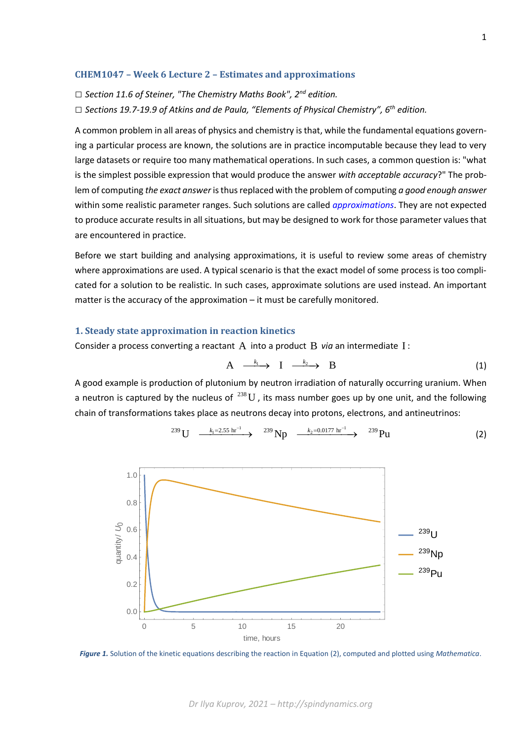### CHEM1047 – Week 6 Lecture 2 – Estimates and approximations

☐ *Section 11.6 of Steiner, "The Chemistry Maths Book", 2[nd] edition.*

☐ *Sections 19.7-19.9 of Atkins and de Paula, "Elements of Physical Chemistry", 6[th] edition.*

A common problem in all areas of physics and chemistry is that, while the fundamental equations governing a particular process are known, the solutions are in practice incomputable because they lead to very large datasets or require too many mathematical operations. In such cases, a common question is: "what is the simplest possible expression that would produce the answer *with acceptable accuracy*?" The problem of computing *the exact answer* is thus replaced with the problem of computing *a good enough answer* within some realistic parameter ranges. Such solutions are called *approximations*. They are not expected to produce accurate results in all situations, but may be designed to work for those parameter values that are encountered in practice.

Before we start building and analysing approximations, it is useful to review some areas of chemistry where approximations are used. A typical scenario is that the exact model of some process is too complicated for a solution to be realistic. In such cases, approximate solutions are used instead. An important matter is the accuracy of the approximation – it must be carefully monitored.

### 1. Steady state approximation in reaction kinetics

Consider a process converting a reactant $\mathrm{A}$ into a product $\mathrm{B}$ *via* an intermediate $\mathrm{I}$:

$$\mathrm{A} \xrightarrow{k_1} \mathrm{I} \xrightarrow{k_2} \mathrm{B} \tag{1}$$

A good example is production of plutonium by neutron irradiation of naturally occurring uranium. When a neutron is captured by the nucleus of $^{238}\mathrm{U}$, its mass number goes up by one unit, and the following chain of transformations takes place as neutrons decay into protons, electrons, and antineutrinos:

$$^{239}\mathrm{U} \xrightarrow{k_1 = 2.55\ \mathrm{hr}^{-1}} {}^{239}\mathrm{Np} \xrightarrow{k_2 = 0.0177\ \mathrm{hr}^{-1}} {}^{239}\mathrm{Pu} \tag{2}$$

***Figure 1.*** Solution of the kinetic equations describing the reaction in Equation (2), computed and plotted using *Mathematica*.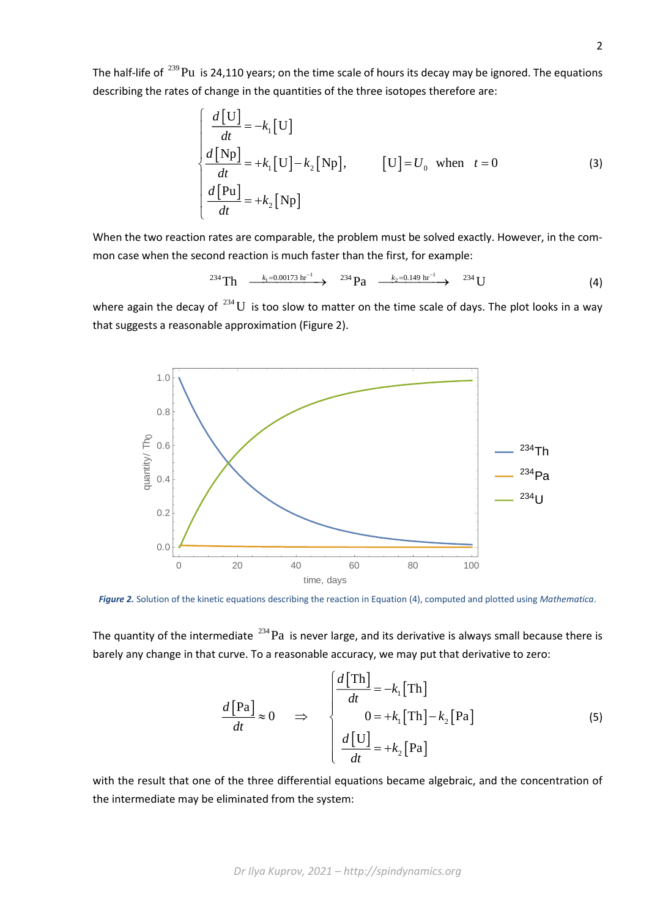The half-life of $^{239}\mathrm{Pu}$ is 24,110 years; on the time scale of hours its decay may be ignored. The equations describing the rates of change in the quantities of the three isotopes therefore are:

$$\begin{cases} \dfrac{d[\mathrm{U}]}{dt} = -k_1[\mathrm{U}] \\ \dfrac{d[\mathrm{Np}]}{dt} = +k_1[\mathrm{U}] - k_2[\mathrm{Np}], \qquad [\mathrm{U}] = U_0 \;\; \text{when} \;\; t = 0 \\ \dfrac{d[\mathrm{Pu}]}{dt} = +k_2[\mathrm{Np}] \end{cases} \tag{3}$$

When the two reaction rates are comparable, the problem must be solved exactly. However, in the common case when the second reaction is much faster than the first, for example:

$$^{234}\mathrm{Th} \xrightarrow{k_1 = 0.00173\ \mathrm{hr}^{-1}} {}^{234}\mathrm{Pa} \xrightarrow{k_2 = 0.149\ \mathrm{hr}^{-1}} {}^{234}\mathrm{U} \tag{4}$$

where again the decay of $^{234}\mathrm{U}$ is too slow to matter on the time scale of days. The plot looks in a way that suggests a reasonable approximation (Figure 2).

***Figure 2.*** Solution of the kinetic equations describing the reaction in Equation (4), computed and plotted using *Mathematica*.

The quantity of the intermediate $^{234}\mathrm{Pa}$ is never large, and its derivative is always small because there is barely any change in that curve. To a reasonable accuracy, we may put that derivative to zero:

$$\frac{d[\mathrm{Pa}]}{dt} \approx 0 \quad \Rightarrow \quad \begin{cases} \dfrac{d[\mathrm{Th}]}{dt} = -k_1[\mathrm{Th}] \\ \quad 0 = +k_1[\mathrm{Th}] - k_2[\mathrm{Pa}] \\ \dfrac{d[\mathrm{U}]}{dt} = +k_2[\mathrm{Pa}] \end{cases} \tag{5}$$

with the result that one of the three differential equations became algebraic, and the concentration of the intermediate may be eliminated from the system: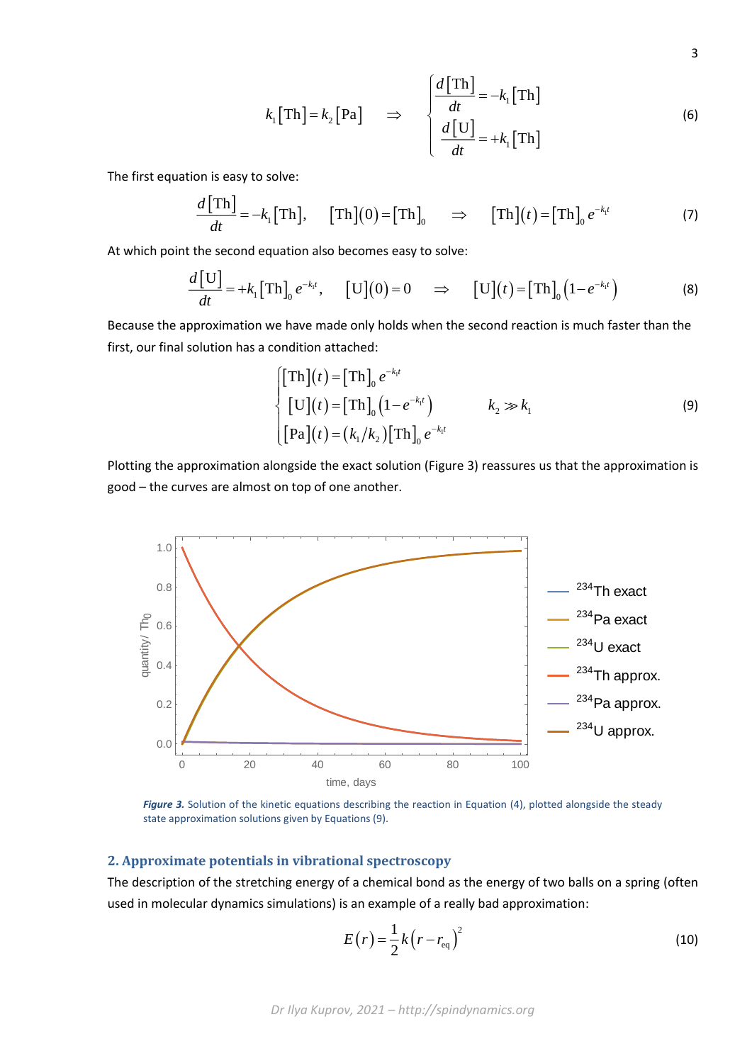$$k_1[\mathrm{Th}] = k_2[\mathrm{Pa}] \quad \Rightarrow \quad \begin{cases} \dfrac{d[\mathrm{Th}]}{dt} = -k_1[\mathrm{Th}] \\ \dfrac{d[\mathrm{U}]}{dt} = +k_1[\mathrm{Th}] \end{cases} \tag{6}$$

The first equation is easy to solve:

$$\frac{d[\mathrm{Th}]}{dt} = -k_1[\mathrm{Th}], \quad [\mathrm{Th}](0) = [\mathrm{Th}]_0 \quad \Rightarrow \quad [\mathrm{Th}](t) = [\mathrm{Th}]_0\, e^{-k_1 t} \tag{7}$$

At which point the second equation also becomes easy to solve:

$$\frac{d[\mathrm{U}]}{dt} = +k_1[\mathrm{Th}]_0\, e^{-k_1 t}, \quad [\mathrm{U}](0) = 0 \quad \Rightarrow \quad [\mathrm{U}](t) = [\mathrm{Th}]_0\left(1 - e^{-k_1 t}\right) \tag{8}$$

Because the approximation we have made only holds when the second reaction is much faster than the first, our final solution has a condition attached:

$$\begin{cases} [\mathrm{Th}](t) = [\mathrm{Th}]_0\, e^{-k_1 t} \\ [\mathrm{U}](t) = [\mathrm{Th}]_0\left(1 - e^{-k_1 t}\right) \\ [\mathrm{Pa}](t) = (k_1/k_2)[\mathrm{Th}]_0\, e^{-k_1 t} \end{cases} \qquad k_2 \gg k_1 \tag{9}$$

Plotting the approximation alongside the exact solution (Figure 3) reassures us that the approximation is good – the curves are almost on top of one another.

***Figure 3.*** Solution of the kinetic equations describing the reaction in Equation (4), plotted alongside the steady state approximation solutions given by Equations (9).

## 2. Approximate potentials in vibrational spectroscopy

The description of the stretching energy of a chemical bond as the energy of two balls on a spring (often used in molecular dynamics simulations) is an example of a really bad approximation:

$$E(r) = \frac{1}{2}k\left(r - r_{\mathrm{eq}}\right)^2 \tag{10}$$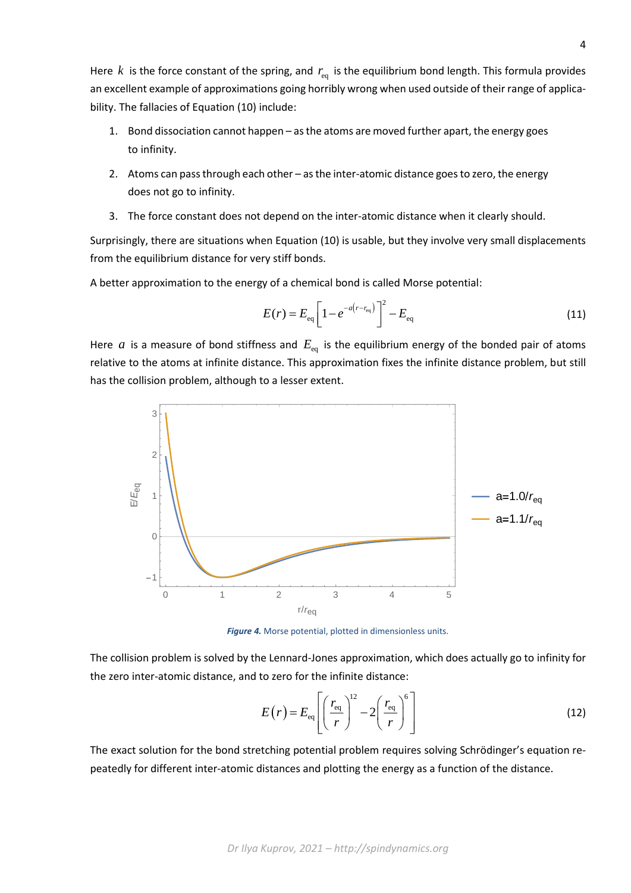Here $k$ is the force constant of the spring, and $r_{\text{eq}}$ is the equilibrium bond length. This formula provides an excellent example of approximations going horribly wrong when used outside of their range of applicability. The fallacies of Equation (10) include:

1. Bond dissociation cannot happen – as the atoms are moved further apart, the energy goes to infinity.
2. Atoms can pass through each other – as the inter-atomic distance goes to zero, the energy does not go to infinity.
3. The force constant does not depend on the inter-atomic distance when it clearly should.

Surprisingly, there are situations when Equation (10) is usable, but they involve very small displacements from the equilibrium distance for very stiff bonds.

A better approximation to the energy of a chemical bond is called Morse potential:

$$E(r) = E_{\text{eq}}\left[1 - e^{-a\left(r - r_{\text{eq}}\right)}\right]^2 - E_{\text{eq}} \tag{11}$$

Here $a$ is a measure of bond stiffness and $E_{\text{eq}}$ is the equilibrium energy of the bonded pair of atoms relative to the atoms at infinite distance. This approximation fixes the infinite distance problem, but still has the collision problem, although to a lesser extent.

***Figure 4.*** Morse potential, plotted in dimensionless units.

The collision problem is solved by the Lennard-Jones approximation, which does actually go to infinity for the zero inter-atomic distance, and to zero for the infinite distance:

$$E(r) = E_{\text{eq}}\left[\left(\frac{r_{\text{eq}}}{r}\right)^{12} - 2\left(\frac{r_{\text{eq}}}{r}\right)^{6}\right] \tag{12}$$

The exact solution for the bond stretching potential problem requires solving Schrödinger's equation repeatedly for different inter-atomic distances and plotting the energy as a function of the distance.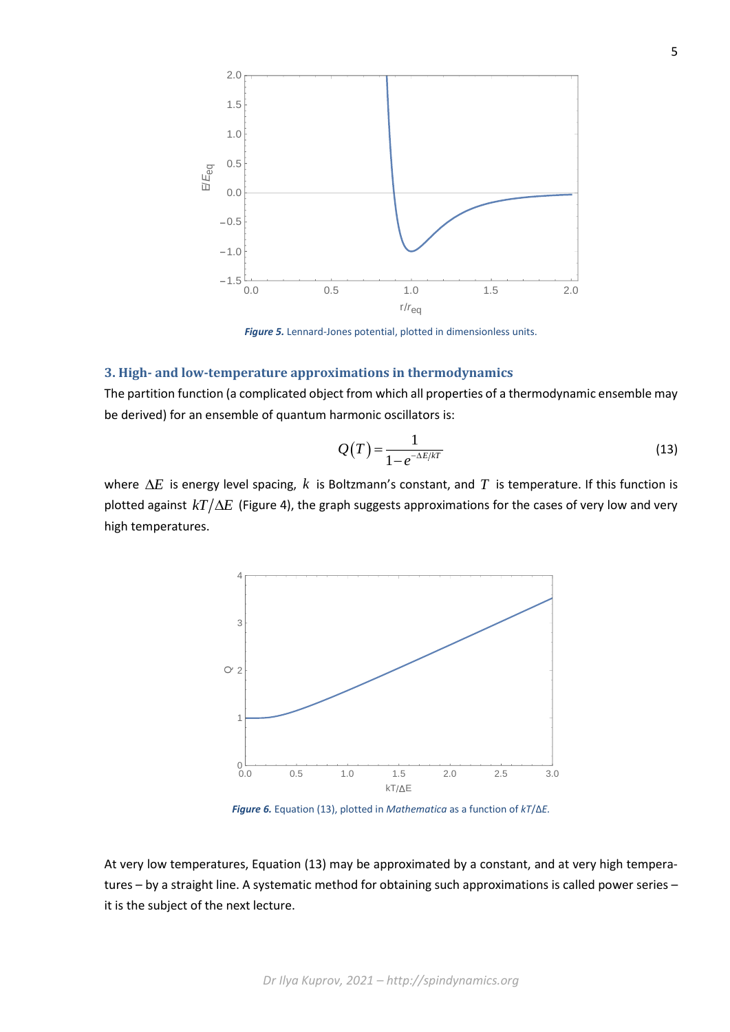2.0
1.5
1.0
0.5
0.0
−0.5
−1.0
−1.5

E/$E_{eq}$

0.0
0.5
1.0
1.5
2.0

r/$r_{eq}$

***Figure 5.*** Lennard-Jones potential, plotted in dimensionless units.

### 3. High- and low-temperature approximations in thermodynamics

The partition function (a complicated object from which all properties of a thermodynamic ensemble may be derived) for an ensemble of quantum harmonic oscillators is:

$$Q(T) = \frac{1}{1 - e^{-\Delta E/kT}} \tag{13}$$

where $\Delta E$ is energy level spacing, $k$ is Boltzmann's constant, and $T$ is temperature. If this function is plotted against $kT/\Delta E$ (Figure 4), the graph suggests approximations for the cases of very low and very high temperatures.

4
3
2
1
0

Q

0.0
0.5
1.0
1.5
2.0
2.5
3.0

kT/ΔE

***Figure 6.*** Equation (13), plotted in *Mathematica* as a function of *kT*/Δ*E*.

At very low temperatures, Equation (13) may be approximated by a constant, and at very high temperatures – by a straight line. A systematic method for obtaining such approximations is called power series – it is the subject of the next lecture.